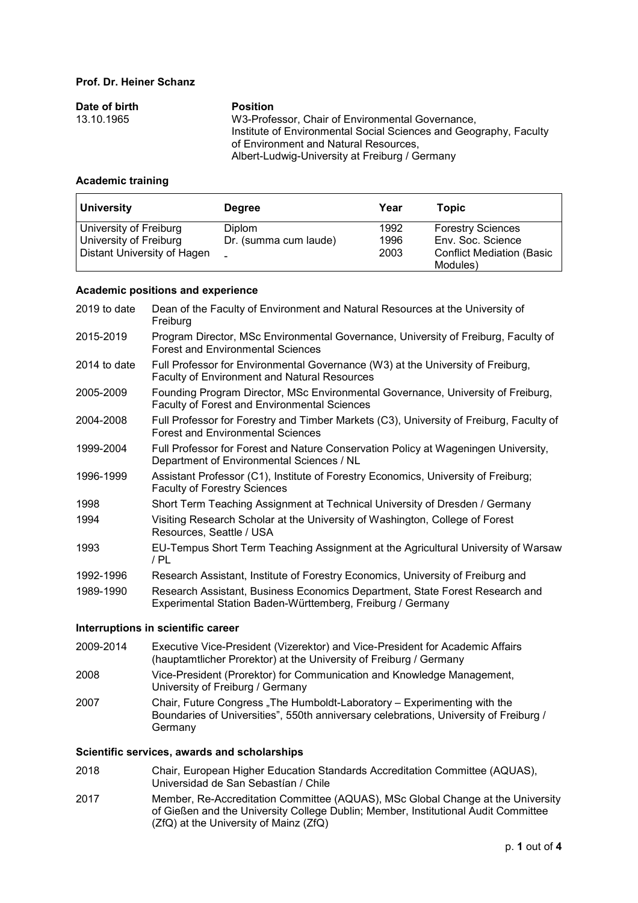**Prof. Dr. Heiner Schanz**

| **Date of birth** | **Position** |
|---|---|
| 13.10.1965 | W3-Professor, Chair of Environmental Governance, Institute of Environmental Social Sciences and Geography, Faculty of Environment and Natural Resources, Albert-Ludwig-University at Freiburg / Germany |

### Academic training

| University | Degree | Year | Topic |
|---|---|---|---|
| University of Freiburg | Diplom | 1992 | Forestry Sciences |
| University of Freiburg | Dr. (summa cum laude) | 1996 | Env. Soc. Science |
| Distant University of Hagen | - | 2003 | Conflict Mediation (Basic Modules) |

### Academic positions and experience

| | |
|---|---|
| 2019 to date | Dean of the Faculty of Environment and Natural Resources at the University of Freiburg |
| 2015-2019 | Program Director, MSc Environmental Governance, University of Freiburg, Faculty of Forest and Environmental Sciences |
| 2014 to date | Full Professor for Environmental Governance (W3) at the University of Freiburg, Faculty of Environment and Natural Resources |
| 2005-2009 | Founding Program Director, MSc Environmental Governance, University of Freiburg, Faculty of Forest and Environmental Sciences |
| 2004-2008 | Full Professor for Forestry and Timber Markets (C3), University of Freiburg, Faculty of Forest and Environmental Sciences |
| 1999-2004 | Full Professor for Forest and Nature Conservation Policy at Wageningen University, Department of Environmental Sciences / NL |
| 1996-1999 | Assistant Professor (C1), Institute of Forestry Economics, University of Freiburg; Faculty of Forestry Sciences |
| 1998 | Short Term Teaching Assignment at Technical University of Dresden / Germany |
| 1994 | Visiting Research Scholar at the University of Washington, College of Forest Resources, Seattle / USA |
| 1993 | EU-Tempus Short Term Teaching Assignment at the Agricultural University of Warsaw / PL |
| 1992-1996 | Research Assistant, Institute of Forestry Economics, University of Freiburg and |
| 1989-1990 | Research Assistant, Business Economics Department, State Forest Research and Experimental Station Baden-Württemberg, Freiburg / Germany |

### Interruptions in scientific career

| | |
|---|---|
| 2009-2014 | Executive Vice-President (Vizerektor) and Vice-President for Academic Affairs (hauptamtlicher Prorektor) at the University of Freiburg / Germany |
| 2008 | Vice-President (Prorektor) for Communication and Knowledge Management, University of Freiburg / Germany |
| 2007 | Chair, Future Congress „The Humboldt-Laboratory – Experimenting with the Boundaries of Universities", 550th anniversary celebrations, University of Freiburg / Germany |

### Scientific services, awards and scholarships

| | |
|---|---|
| 2018 | Chair, European Higher Education Standards Accreditation Committee (AQUAS), Universidad de San Sebastían / Chile |
| 2017 | Member, Re-Accreditation Committee (AQUAS), MSc Global Change at the University of Gießen and the University College Dublin; Member, Institutional Audit Committee (ZfQ) at the University of Mainz (ZfQ) |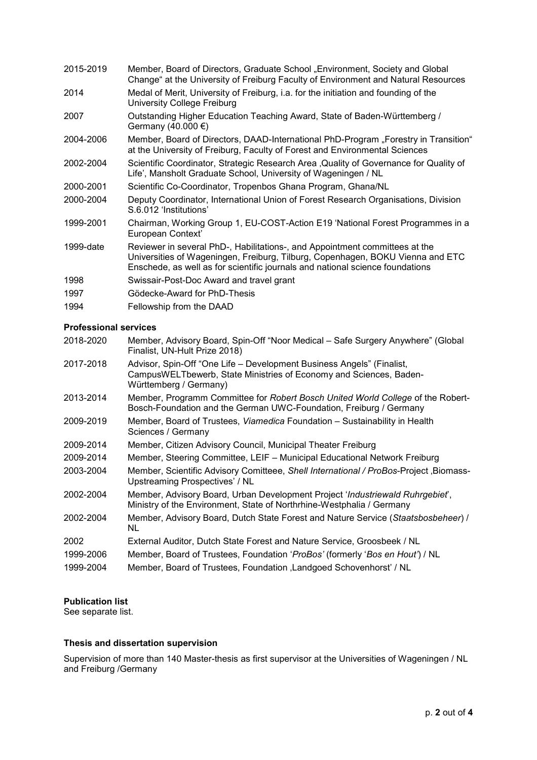| | |
|---|---|
| 2015-2019 | Member, Board of Directors, Graduate School „Environment, Society and Global Change“ at the University of Freiburg Faculty of Environment and Natural Resources |
| 2014 | Medal of Merit, University of Freiburg, i.a. for the initiation and founding of the University College Freiburg |
| 2007 | Outstanding Higher Education Teaching Award, State of Baden-Württemberg / Germany (40.000 €) |
| 2004-2006 | Member, Board of Directors, DAAD-International PhD-Program „Forestry in Transition“ at the University of Freiburg, Faculty of Forest and Environmental Sciences |
| 2002-2004 | Scientific Coordinator, Strategic Research Area ‚Quality of Governance for Quality of Life', Mansholt Graduate School, University of Wageningen / NL |
| 2000-2001 | Scientific Co-Coordinator, Tropenbos Ghana Program, Ghana/NL |
| 2000-2004 | Deputy Coordinator, International Union of Forest Research Organisations, Division S.6.012 'Institutions' |
| 1999-2001 | Chairman, Working Group 1, EU-COST-Action E19 'National Forest Programmes in a European Context' |
| 1999-date | Reviewer in several PhD-, Habilitations-, and Appointment committees at the Universities of Wageningen, Freiburg, Tilburg, Copenhagen, BOKU Vienna and ETC Enschede, as well as for scientific journals and national science foundations |
| 1998 | Swissair-Post-Doc Award and travel grant |
| 1997 | Gödecke-Award for PhD-Thesis |
| 1994 | Fellowship from the DAAD |

**Professional services**

| | |
|---|---|
| 2018-2020 | Member, Advisory Board, Spin-Off "Noor Medical – Safe Surgery Anywhere" (Global Finalist, UN-Hult Prize 2018) |
| 2017-2018 | Advisor, Spin-Off "One Life – Development Business Angels" (Finalist, CampusWELTbewerb, State Ministries of Economy and Sciences, Baden-Württemberg / Germany) |
| 2013-2014 | Member, Programm Committee for *Robert Bosch United World College* of the Robert-Bosch-Foundation and the German UWC-Foundation, Freiburg / Germany |
| 2009-2019 | Member, Board of Trustees, *Viamedica* Foundation – Sustainability in Health Sciences / Germany |
| 2009-2014 | Member, Citizen Advisory Council, Municipal Theater Freiburg |
| 2009-2014 | Member, Steering Committee, LEIF – Municipal Educational Network Freiburg |
| 2003-2004 | Member, Scientific Advisory Comitteee, *Shell International / ProBos*-Project ‚Biomass-Upstreaming Prospectives' / NL |
| 2002-2004 | Member, Advisory Board, Urban Development Project '*Industriewald Ruhrgebiet*', Ministry of the Environment, State of Northrhine-Westphalia / Germany |
| 2002-2004 | Member, Advisory Board, Dutch State Forest and Nature Service (*Staatsbosbeheer*) / NL |
| 2002 | External Auditor, Dutch State Forest and Nature Service, Groosbeek / NL |
| 1999-2006 | Member, Board of Trustees, Foundation '*ProBos'* (formerly '*Bos en Hout'*) / NL |
| 1999-2004 | Member, Board of Trustees, Foundation ‚Landgoed Schovenhorst' / NL |

**Publication list**

See separate list.

**Thesis and dissertation supervision**

Supervision of more than 140 Master-thesis as first supervisor at the Universities of Wageningen / NL and Freiburg /Germany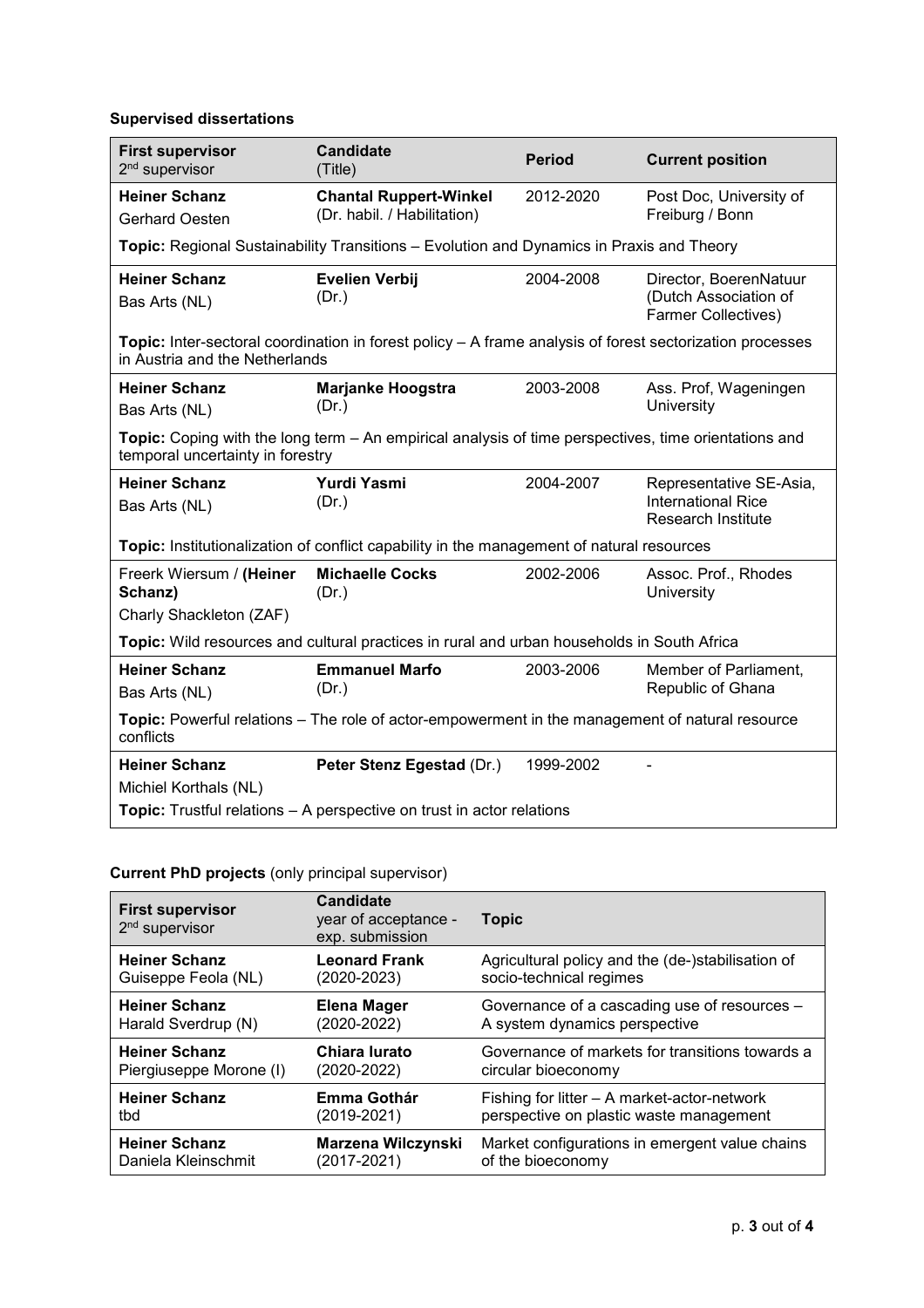**Supervised dissertations**

| First supervisor<br>2nd supervisor | Candidate<br>(Title) | Period | Current position |
|---|---|---|---|
| **Heiner Schanz**<br>Gerhard Oesten | **Chantal Ruppert-Winkel**<br>(Dr. habil. / Habilitation) | 2012-2020 | Post Doc, University of Freiburg / Bonn |
| **Topic:** Regional Sustainability Transitions – Evolution and Dynamics in Praxis and Theory | | | |
| **Heiner Schanz**<br>Bas Arts (NL) | **Evelien Verbij**<br>(Dr.) | 2004-2008 | Director, BoerenNatuur (Dutch Association of Farmer Collectives) |
| **Topic:** Inter-sectoral coordination in forest policy – A frame analysis of forest sectorization processes in Austria and the Netherlands | | | |
| **Heiner Schanz**<br>Bas Arts (NL) | **Marjanke Hoogstra**<br>(Dr.) | 2003-2008 | Ass. Prof, Wageningen University |
| **Topic:** Coping with the long term – An empirical analysis of time perspectives, time orientations and temporal uncertainty in forestry | | | |
| **Heiner Schanz**<br>Bas Arts (NL) | **Yurdi Yasmi**<br>(Dr.) | 2004-2007 | Representative SE-Asia, International Rice Research Institute |
| **Topic:** Institutionalization of conflict capability in the management of natural resources | | | |
| Freerk Wiersum / **(Heiner Schanz)**<br>Charly Shackleton (ZAF) | **Michaelle Cocks**<br>(Dr.) | 2002-2006 | Assoc. Prof., Rhodes University |
| **Topic:** Wild resources and cultural practices in rural and urban households in South Africa | | | |
| **Heiner Schanz**<br>Bas Arts (NL) | **Emmanuel Marfo**<br>(Dr.) | 2003-2006 | Member of Parliament, Republic of Ghana |
| **Topic:** Powerful relations – The role of actor-empowerment in the management of natural resource conflicts | | | |
| **Heiner Schanz**<br>Michiel Korthals (NL) | **Peter Stenz Egestad** (Dr.) | 1999-2002 | - |
| **Topic:** Trustful relations – A perspective on trust in actor relations | | | |

**Current PhD projects** (only principal supervisor)

| First supervisor<br>2nd supervisor | Candidate<br>year of acceptance - exp. submission | Topic |
|---|---|---|
| **Heiner Schanz**<br>Guiseppe Feola (NL) | **Leonard Frank**<br>(2020-2023) | Agricultural policy and the (de-)stabilisation of socio-technical regimes |
| **Heiner Schanz**<br>Harald Sverdrup (N) | **Elena Mager**<br>(2020-2022) | Governance of a cascading use of resources – A system dynamics perspective |
| **Heiner Schanz**<br>Piergiuseppe Morone (I) | **Chiara Iurato**<br>(2020-2022) | Governance of markets for transitions towards a circular bioeconomy |
| **Heiner Schanz**<br>tbd | **Emma Gothár**<br>(2019-2021) | Fishing for litter – A market-actor-network perspective on plastic waste management |
| **Heiner Schanz**<br>Daniela Kleinschmit | **Marzena Wilczynski**<br>(2017-2021) | Market configurations in emergent value chains of the bioeconomy |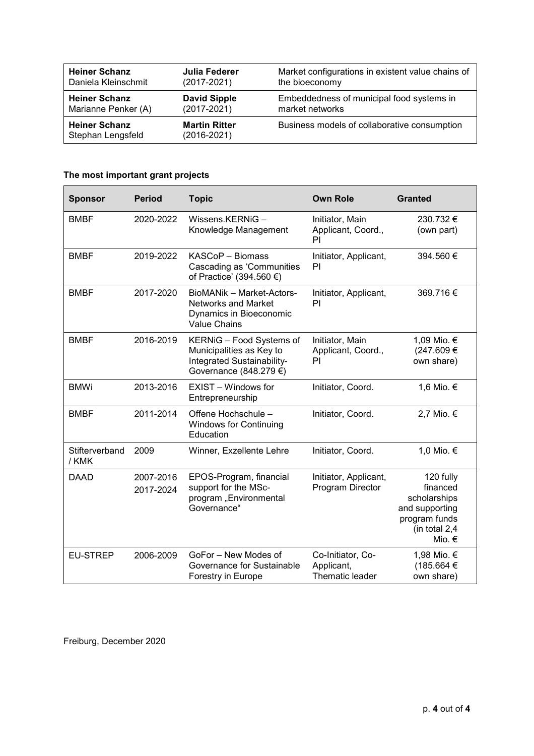| | | |
|---|---|---|
| **Heiner Schanz**<br>Daniela Kleinschmit | **Julia Federer**<br>(2017-2021) | Market configurations in existent value chains of the bioeconomy |
| **Heiner Schanz**<br>Marianne Penker (A) | **David Sipple**<br>(2017-2021) | Embeddedness of municipal food systems in market networks |
| **Heiner Schanz**<br>Stephan Lengsfeld | **Martin Ritter**<br>(2016-2021) | Business models of collaborative consumption |

**The most important grant projects**

| Sponsor | Period | Topic | Own Role | Granted |
|---|---|---|---|---|
| BMBF | 2020-2022 | Wissens.KERNiG – Knowledge Management | Initiator, Main Applicant, Coord., PI | 230.732 € (own part) |
| BMBF | 2019-2022 | KASCoP – Biomass Cascading as 'Communities of Practice' (394.560 €) | Initiator, Applicant, PI | 394.560 € |
| BMBF | 2017-2020 | BioMANik – Market-Actors-Networks and Market Dynamics in Bioeconomic Value Chains | Initiator, Applicant, PI | 369.716 € |
| BMBF | 2016-2019 | KERNiG – Food Systems of Municipalities as Key to Integrated Sustainability-Governance (848.279 €) | Initiator, Main Applicant, Coord., PI | 1,09 Mio. € (247.609 € own share) |
| BMWi | 2013-2016 | EXIST – Windows for Entrepreneurship | Initiator, Coord. | 1,6 Mio. € |
| BMBF | 2011-2014 | Offene Hochschule – Windows for Continuing Education | Initiator, Coord. | 2,7 Mio. € |
| Stifterverband / KMK | 2009 | Winner, Exzellente Lehre | Initiator, Coord. | 1,0 Mio. € |
| DAAD | 2007-2016<br>2017-2024 | EPOS-Program, financial support for the MSc-program „Environmental Governance" | Initiator, Applicant, Program Director | 120 fully financed scholarships and supporting program funds (in total 2,4 Mio. € |
| EU-STREP | 2006-2009 | GoFor – New Modes of Governance for Sustainable Forestry in Europe | Co-Initiator, Co-Applicant, Thematic leader | 1,98 Mio. € (185.664 € own share) |

Freiburg, December 2020